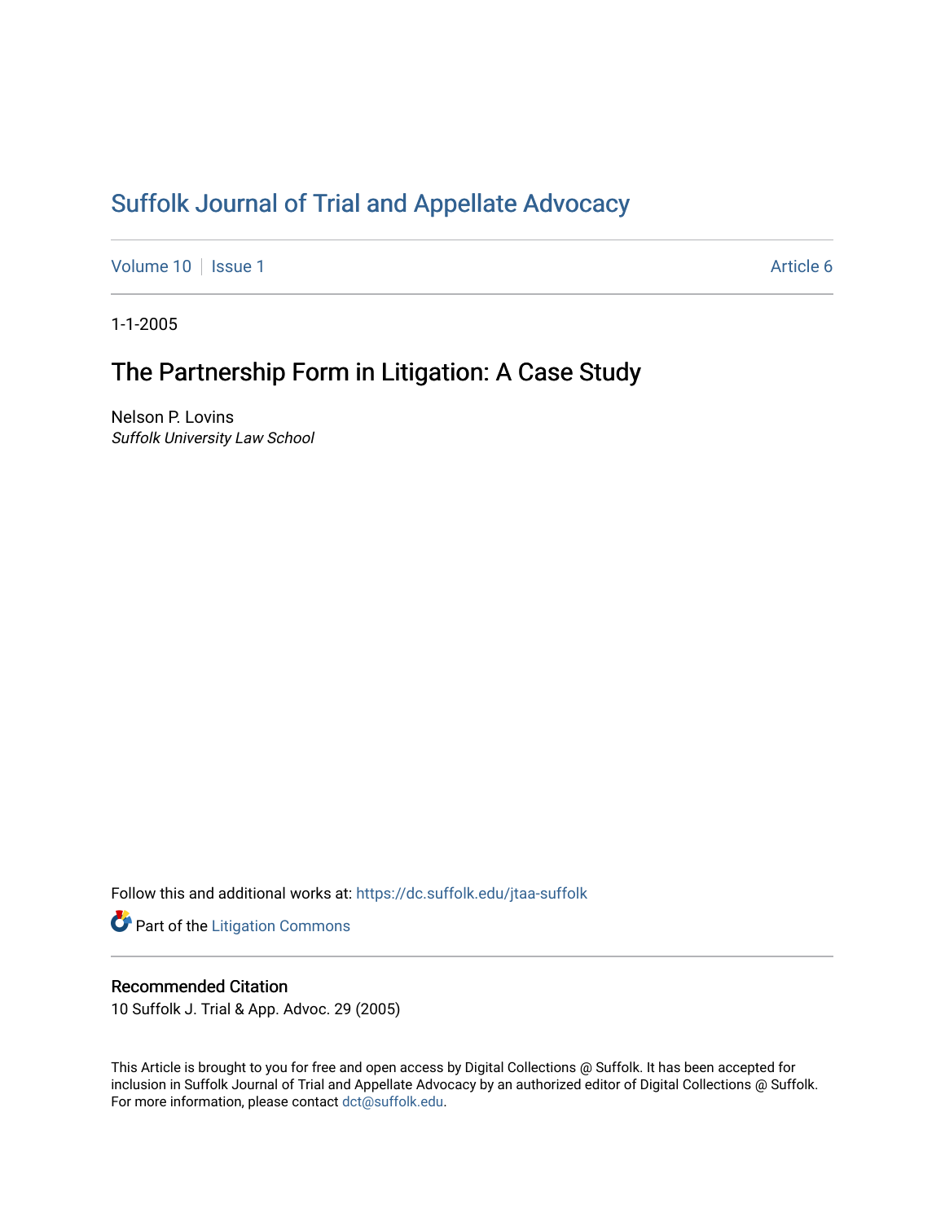# Suffolk Journal of Trial and Appellate Advocacy

Volume 10 | Issue 1 | Article 6

1-1-2005

## The Partnership Form in Litigation: A Case Study

Nelson P. Lovins
*Suffolk University Law School*

Follow this and additional works at: https://dc.suffolk.edu/jtaa-suffolk

Part of the Litigation Commons

### Recommended Citation

10 Suffolk J. Trial & App. Advoc. 29 (2005)

This Article is brought to you for free and open access by Digital Collections @ Suffolk. It has been accepted for inclusion in Suffolk Journal of Trial and Appellate Advocacy by an authorized editor of Digital Collections @ Suffolk. For more information, please contact dct@suffolk.edu.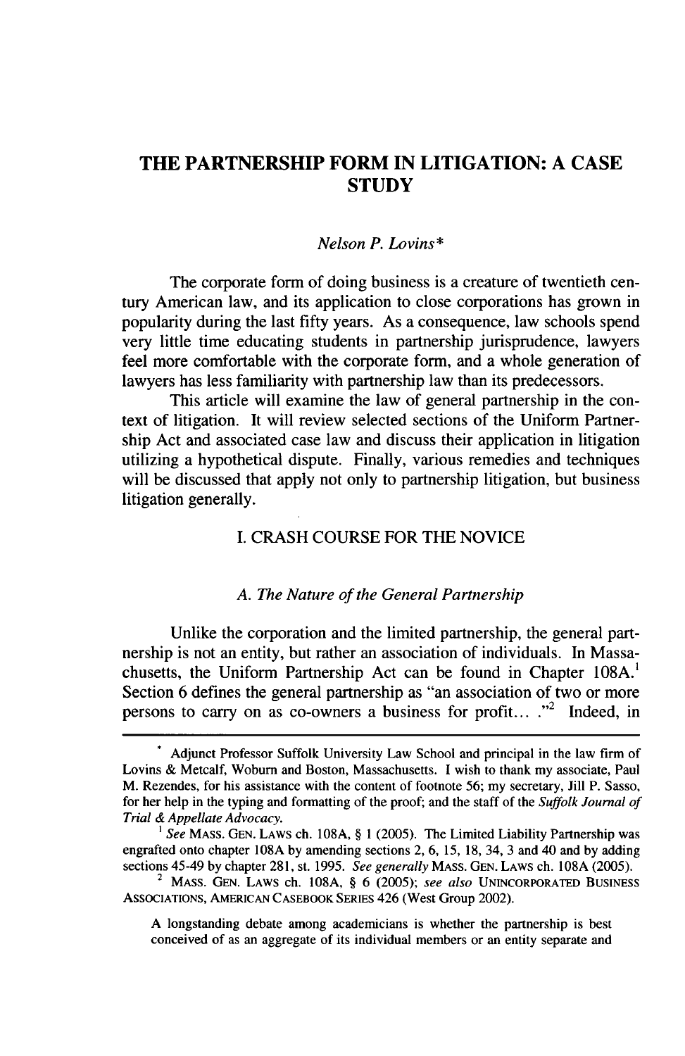# THE PARTNERSHIP FORM IN LITIGATION: A CASE STUDY

*Nelson P. Lovins**

The corporate form of doing business is a creature of twentieth century American law, and its application to close corporations has grown in popularity during the last fifty years. As a consequence, law schools spend very little time educating students in partnership jurisprudence, lawyers feel more comfortable with the corporate form, and a whole generation of lawyers has less familiarity with partnership law than its predecessors.

This article will examine the law of general partnership in the context of litigation. It will review selected sections of the Uniform Partnership Act and associated case law and discuss their application in litigation utilizing a hypothetical dispute. Finally, various remedies and techniques will be discussed that apply not only to partnership litigation, but business litigation generally.

## I. CRASH COURSE FOR THE NOVICE

### *A. The Nature of the General Partnership*

Unlike the corporation and the limited partnership, the general partnership is not an entity, but rather an association of individuals. In Massachusetts, the Uniform Partnership Act can be found in Chapter 108A.[1] Section 6 defines the general partnership as "an association of two or more persons to carry on as co-owners a business for profit... ."[2] Indeed, in

---

\* Adjunct Professor Suffolk University Law School and principal in the law firm of Lovins & Metcalf, Woburn and Boston, Massachusetts. I wish to thank my associate, Paul M. Rezendes, for his assistance with the content of footnote 56; my secretary, Jill P. Sasso, for her help in the typing and formatting of the proof; and the staff of the *Suffolk Journal of Trial & Appellate Advocacy*.

[1] *See* MASS. GEN. LAWS ch. 108A, § 1 (2005). The Limited Liability Partnership was engrafted onto chapter 108A by amending sections 2, 6, 15, 18, 34, 3 and 40 and by adding sections 45-49 by chapter 281, st. 1995. *See generally* MASS. GEN. LAWS ch. 108A (2005).

[2] MASS. GEN. LAWS ch. 108A, § 6 (2005); *see also* UNINCORPORATED BUSINESS ASSOCIATIONS, AMERICAN CASEBOOK SERIES 426 (West Group 2002).

> A longstanding debate among academicians is whether the partnership is best conceived of as an aggregate of its individual members or an entity separate and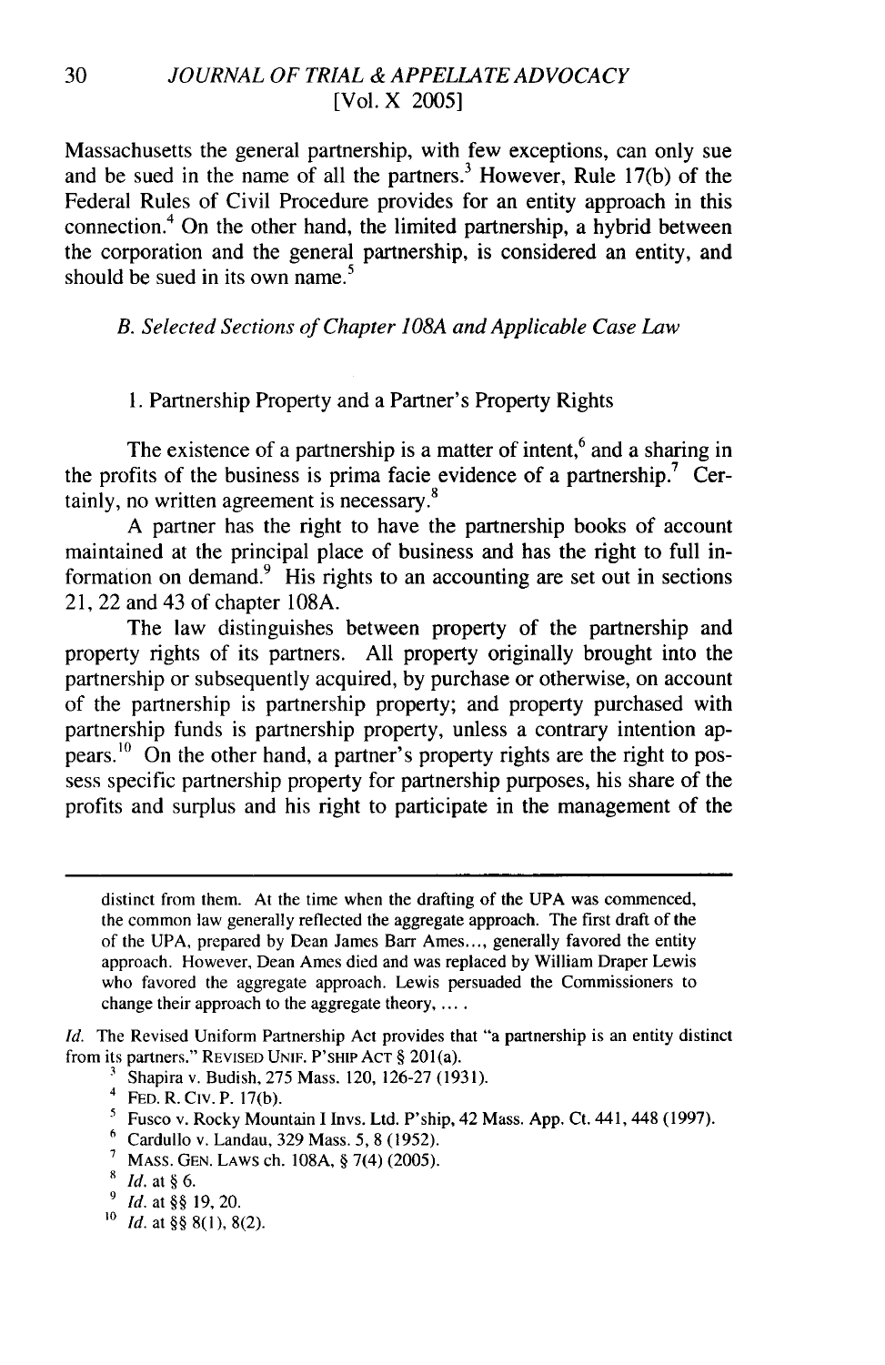Massachusetts the general partnership, with few exceptions, can only sue and be sued in the name of all the partners.[3] However, Rule 17(b) of the Federal Rules of Civil Procedure provides for an entity approach in this connection.[4] On the other hand, the limited partnership, a hybrid between the corporation and the general partnership, is considered an entity, and should be sued in its own name.[5]

### *B. Selected Sections of Chapter 108A and Applicable Case Law*

#### 1. Partnership Property and a Partner's Property Rights

The existence of a partnership is a matter of intent,[6] and a sharing in the profits of the business is prima facie evidence of a partnership.[7] Certainly, no written agreement is necessary.[8]

A partner has the right to have the partnership books of account maintained at the principal place of business and has the right to full information on demand.[9] His rights to an accounting are set out in sections 21, 22 and 43 of chapter 108A.

The law distinguishes between property of the partnership and property rights of its partners. All property originally brought into the partnership or subsequently acquired, by purchase or otherwise, on account of the partnership is partnership property; and property purchased with partnership funds is partnership property, unless a contrary intention appears.[10] On the other hand, a partner's property rights are the right to possess specific partnership property for partnership purposes, his share of the profits and surplus and his right to participate in the management of the

---

> distinct from them. At the time when the drafting of the UPA was commenced, the common law generally reflected the aggregate approach. The first draft of the of the UPA, prepared by Dean James Barr Ames..., generally favored the entity approach. However, Dean Ames died and was replaced by William Draper Lewis who favored the aggregate approach. Lewis persuaded the Commissioners to change their approach to the aggregate theory, ... .

*Id.* The Revised Uniform Partnership Act provides that "a partnership is an entity distinct from its partners." REVISED UNIF. P'SHIP ACT § 201(a).

[3] Shapira v. Budish, 275 Mass. 120, 126-27 (1931).

[4] FED. R. CIV. P. 17(b).

[5] Fusco v. Rocky Mountain I Invs. Ltd. P'ship, 42 Mass. App. Ct. 441, 448 (1997).

[6] Cardullo v. Landau, 329 Mass. 5, 8 (1952).

[7] MASS. GEN. LAWS ch. 108A, § 7(4) (2005).

[8] *Id.* at § 6.

[9] *Id.* at §§ 19, 20.

[10] *Id.* at §§ 8(1), 8(2).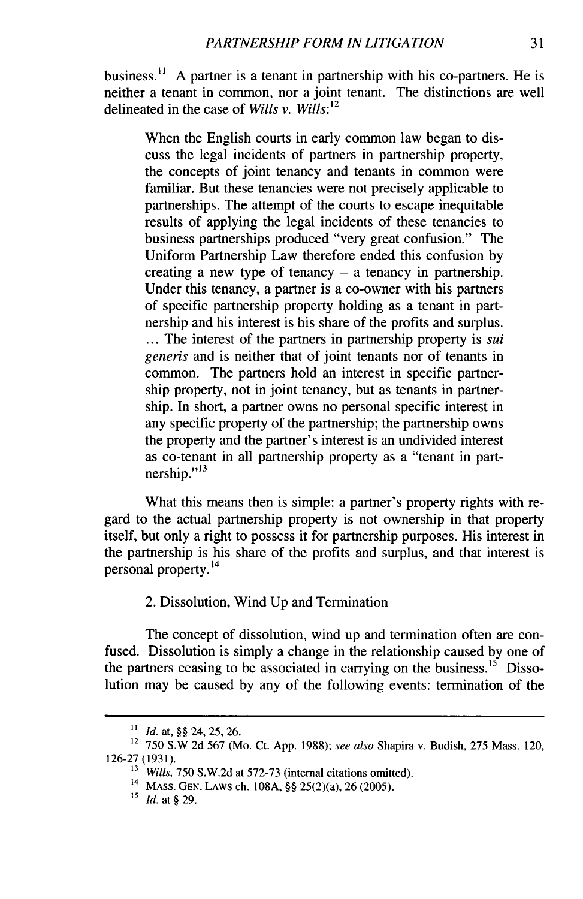business.[11] A partner is a tenant in partnership with his co-partners. He is neither a tenant in common, nor a joint tenant. The distinctions are well delineated in the case of *Wills v. Wills*:[12]

> When the English courts in early common law began to discuss the legal incidents of partners in partnership property, the concepts of joint tenancy and tenants in common were familiar. But these tenancies were not precisely applicable to partnerships. The attempt of the courts to escape inequitable results of applying the legal incidents of these tenancies to business partnerships produced "very great confusion." The Uniform Partnership Law therefore ended this confusion by creating a new type of tenancy – a tenancy in partnership. Under this tenancy, a partner is a co-owner with his partners of specific partnership property holding as a tenant in partnership and his interest is his share of the profits and surplus. ... The interest of the partners in partnership property is *sui generis* and is neither that of joint tenants nor of tenants in common. The partners hold an interest in specific partnership property, not in joint tenancy, but as tenants in partnership. In short, a partner owns no personal specific interest in any specific property of the partnership; the partnership owns the property and the partner's interest is an undivided interest as co-tenant in all partnership property as a "tenant in partnership."[13]

What this means then is simple: a partner's property rights with regard to the actual partnership property is not ownership in that property itself, but only a right to possess it for partnership purposes. His interest in the partnership is his share of the profits and surplus, and that interest is personal property.[14]

2. Dissolution, Wind Up and Termination

The concept of dissolution, wind up and termination often are confused. Dissolution is simply a change in the relationship caused by one of the partners ceasing to be associated in carrying on the business.[15] Dissolution may be caused by any of the following events: termination of the

---

[11] *Id.* at, §§ 24, 25, 26.

[12] 750 S.W 2d 567 (Mo. Ct. App. 1988); *see also* Shapira v. Budish, 275 Mass. 120, 126-27 (1931).

[13] *Wills*, 750 S.W.2d at 572-73 (internal citations omitted).

[14] MASS. GEN. LAWS ch. 108A, §§ 25(2)(a), 26 (2005).

[15] *Id.* at § 29.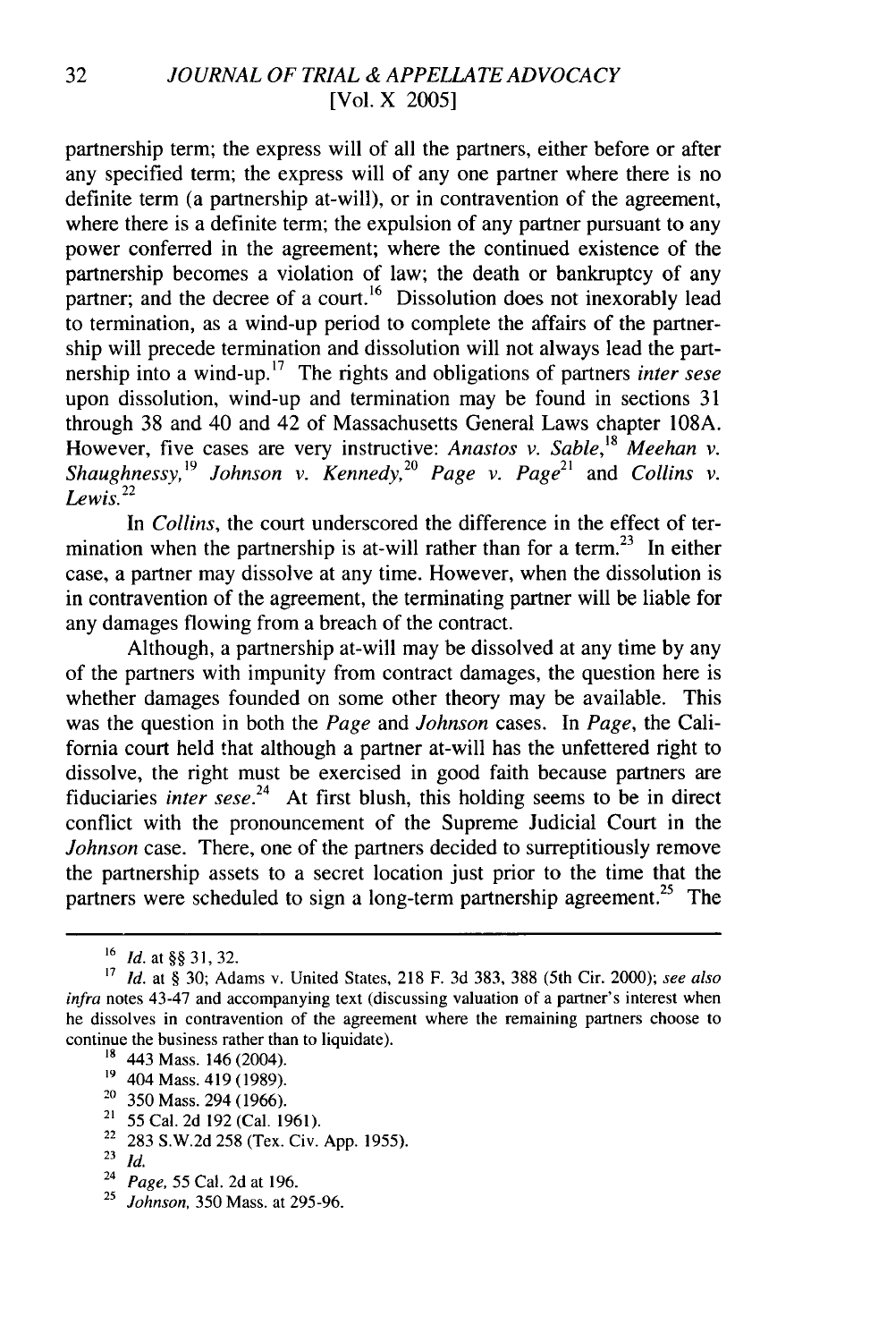partnership term; the express will of all the partners, either before or after any specified term; the express will of any one partner where there is no definite term (a partnership at-will), or in contravention of the agreement, where there is a definite term; the expulsion of any partner pursuant to any power conferred in the agreement; where the continued existence of the partnership becomes a violation of law; the death or bankruptcy of any partner; and the decree of a court.[16] Dissolution does not inexorably lead to termination, as a wind-up period to complete the affairs of the partnership will precede termination and dissolution will not always lead the partnership into a wind-up.[17] The rights and obligations of partners *inter sese* upon dissolution, wind-up and termination may be found in sections 31 through 38 and 40 and 42 of Massachusetts General Laws chapter 108A. However, five cases are very instructive: *Anastos v. Sable*,[18] *Meehan v. Shaughnessy*,[19] *Johnson v. Kennedy*,[20] *Page v. Page*[21] and *Collins v. Lewis*.[22]

In *Collins*, the court underscored the difference in the effect of termination when the partnership is at-will rather than for a term.[23] In either case, a partner may dissolve at any time. However, when the dissolution is in contravention of the agreement, the terminating partner will be liable for any damages flowing from a breach of the contract.

Although, a partnership at-will may be dissolved at any time by any of the partners with impunity from contract damages, the question here is whether damages founded on some other theory may be available. This was the question in both the *Page* and *Johnson* cases. In *Page*, the California court held that although a partner at-will has the unfettered right to dissolve, the right must be exercised in good faith because partners are fiduciaries *inter sese*.[24] At first blush, this holding seems to be in direct conflict with the pronouncement of the Supreme Judicial Court in the *Johnson* case. There, one of the partners decided to surreptitiously remove the partnership assets to a secret location just prior to the time that the partners were scheduled to sign a long-term partnership agreement.[25] The

---

[16] *Id.* at §§ 31, 32.

[17] *Id.* at § 30; Adams v. United States, 218 F. 3d 383, 388 (5th Cir. 2000); *see also infra* notes 43-47 and accompanying text (discussing valuation of a partner's interest when he dissolves in contravention of the agreement where the remaining partners choose to continue the business rather than to liquidate).

[18] 443 Mass. 146 (2004).

[19] 404 Mass. 419 (1989).

[20] 350 Mass. 294 (1966).

[21] 55 Cal. 2d 192 (Cal. 1961).

[22] 283 S.W.2d 258 (Tex. Civ. App. 1955).

[23] *Id.*

[24] *Page*, 55 Cal. 2d at 196.

[25] *Johnson*, 350 Mass. at 295-96.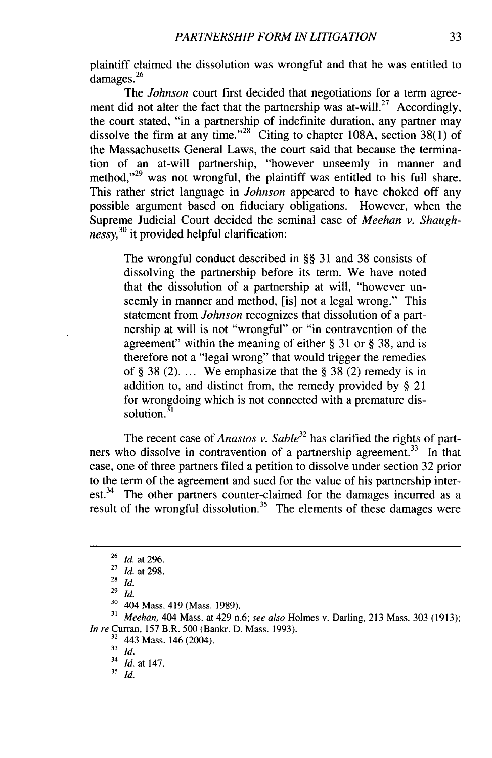plaintiff claimed the dissolution was wrongful and that he was entitled to damages.[26]

The *Johnson* court first decided that negotiations for a term agreement did not alter the fact that the partnership was at-will.[27] Accordingly, the court stated, "in a partnership of indefinite duration, any partner may dissolve the firm at any time."[28] Citing to chapter 108A, section 38(1) of the Massachusetts General Laws, the court said that because the termination of an at-will partnership, "however unseemly in manner and method,"[29] was not wrongful, the plaintiff was entitled to his full share. This rather strict language in *Johnson* appeared to have choked off any possible argument based on fiduciary obligations. However, when the Supreme Judicial Court decided the seminal case of *Meehan v. Shaughnessy*,[30] it provided helpful clarification:

> The wrongful conduct described in §§ 31 and 38 consists of dissolving the partnership before its term. We have noted that the dissolution of a partnership at will, "however unseemly in manner and method, [is] not a legal wrong." This statement from *Johnson* recognizes that dissolution of a partnership at will is not "wrongful" or "in contravention of the agreement" within the meaning of either § 31 or § 38, and is therefore not a "legal wrong" that would trigger the remedies of § 38 (2). ... We emphasize that the § 38 (2) remedy is in addition to, and distinct from, the remedy provided by § 21 for wrongdoing which is not connected with a premature dissolution.[31]

The recent case of *Anastos v. Sable*[32] has clarified the rights of partners who dissolve in contravention of a partnership agreement.[33] In that case, one of three partners filed a petition to dissolve under section 32 prior to the term of the agreement and sued for the value of his partnership interest.[34] The other partners counter-claimed for the damages incurred as a result of the wrongful dissolution.[35] The elements of these damages were

---

[26] *Id.* at 296.

[27] *Id.* at 298.

[28] *Id.*

[29] *Id.*

[30] 404 Mass. 419 (Mass. 1989).

[31] *Meehan*, 404 Mass. at 429 n.6; *see also* Holmes v. Darling, 213 Mass. 303 (1913); *In re* Curran, 157 B.R. 500 (Bankr. D. Mass. 1993).

[32] 443 Mass. 146 (2004).

[33] *Id.*

[34] *Id.* at 147.

[35] *Id.*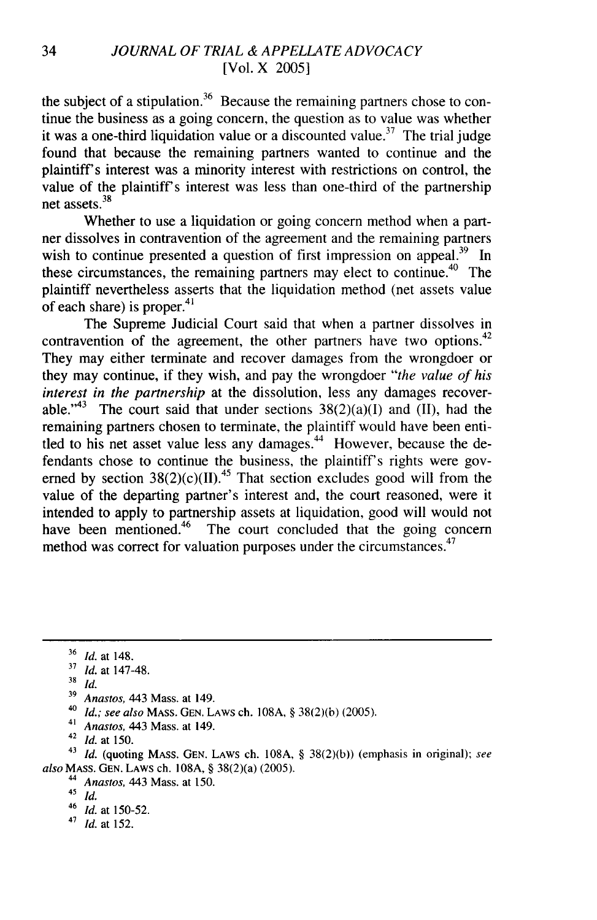the subject of a stipulation.[36] Because the remaining partners chose to continue the business as a going concern, the question as to value was whether it was a one-third liquidation value or a discounted value.[37] The trial judge found that because the remaining partners wanted to continue and the plaintiff's interest was a minority interest with restrictions on control, the value of the plaintiff's interest was less than one-third of the partnership net assets.[38]

Whether to use a liquidation or going concern method when a partner dissolves in contravention of the agreement and the remaining partners wish to continue presented a question of first impression on appeal.[39] In these circumstances, the remaining partners may elect to continue.[40] The plaintiff nevertheless asserts that the liquidation method (net assets value of each share) is proper.[41]

The Supreme Judicial Court said that when a partner dissolves in contravention of the agreement, the other partners have two options.[42] They may either terminate and recover damages from the wrongdoer or they may continue, if they wish, and pay the wrongdoer "*the value of his interest in the partnership* at the dissolution, less any damages recoverable."[43] The court said that under sections 38(2)(a)(I) and (II), had the remaining partners chosen to terminate, the plaintiff would have been entitled to his net asset value less any damages.[44] However, because the defendants chose to continue the business, the plaintiff's rights were governed by section 38(2)(c)(II).[45] That section excludes good will from the value of the departing partner's interest and, the court reasoned, were it intended to apply to partnership assets at liquidation, good will would not have been mentioned.[46] The court concluded that the going concern method was correct for valuation purposes under the circumstances.[47]

---

[36] *Id.* at 148.

[37] *Id.* at 147-48.

[38] *Id.*

[39] *Anastos*, 443 Mass. at 149.

[40] *Id.*; *see also* MASS. GEN. LAWS ch. 108A, § 38(2)(b) (2005).

[41] *Anastos*, 443 Mass. at 149.

[42] *Id.* at 150.

[43] *Id.* (quoting MASS. GEN. LAWS ch. 108A, § 38(2)(b)) (emphasis in original); *see also* MASS. GEN. LAWS ch. 108A, § 38(2)(a) (2005).

[44] *Anastos*, 443 Mass. at 150.

[45] *Id.*

[46] *Id.* at 150-52.

[47] *Id.* at 152.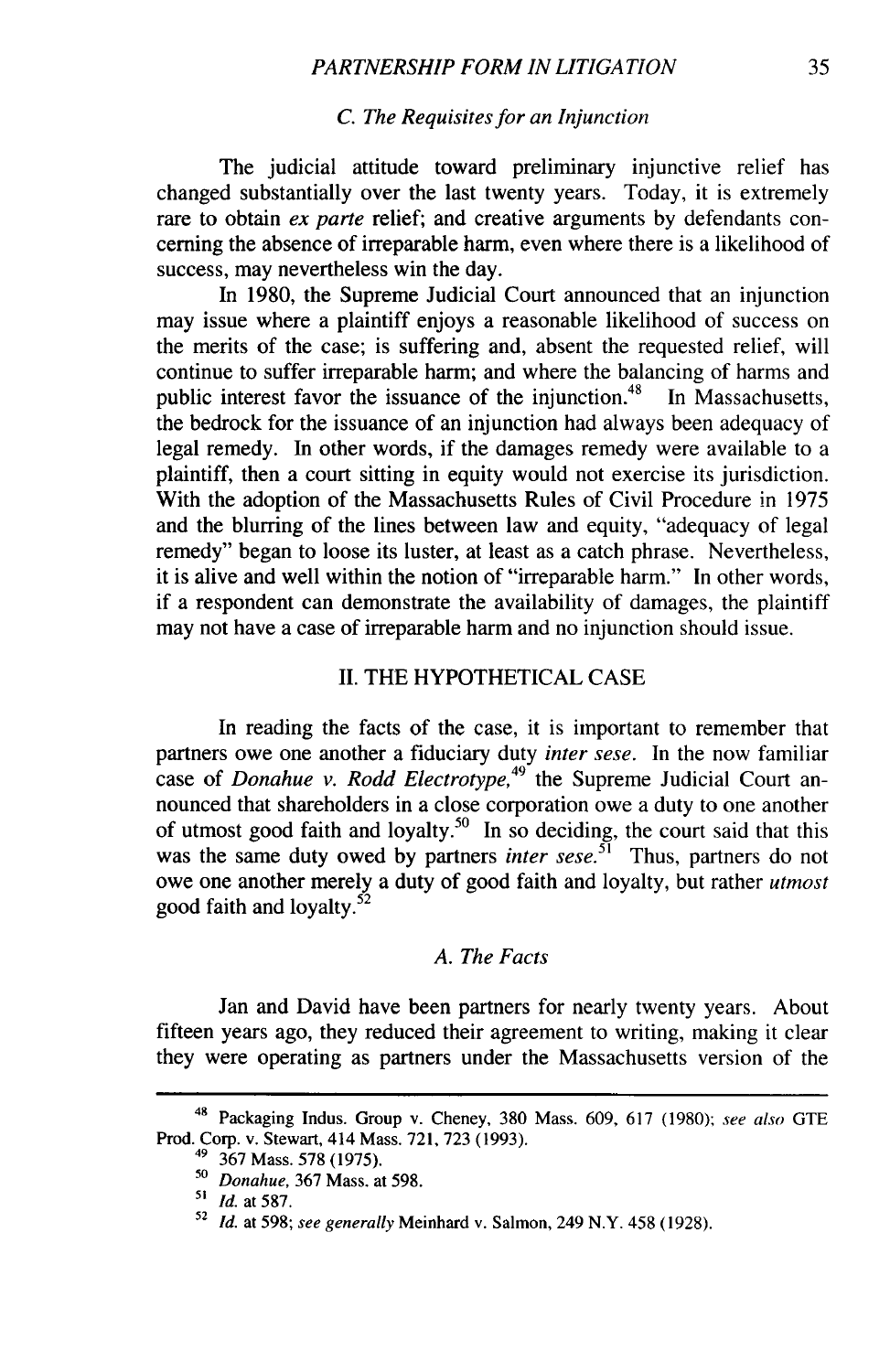### C. The Requisites for an Injunction

The judicial attitude toward preliminary injunctive relief has changed substantially over the last twenty years. Today, it is extremely rare to obtain *ex parte* relief; and creative arguments by defendants concerning the absence of irreparable harm, even where there is a likelihood of success, may nevertheless win the day.

In 1980, the Supreme Judicial Court announced that an injunction may issue where a plaintiff enjoys a reasonable likelihood of success on the merits of the case; is suffering and, absent the requested relief, will continue to suffer irreparable harm; and where the balancing of harms and public interest favor the issuance of the injunction.[48] In Massachusetts, the bedrock for the issuance of an injunction had always been adequacy of legal remedy. In other words, if the damages remedy were available to a plaintiff, then a court sitting in equity would not exercise its jurisdiction. With the adoption of the Massachusetts Rules of Civil Procedure in 1975 and the blurring of the lines between law and equity, "adequacy of legal remedy" began to loose its luster, at least as a catch phrase. Nevertheless, it is alive and well within the notion of "irreparable harm." In other words, if a respondent can demonstrate the availability of damages, the plaintiff may not have a case of irreparable harm and no injunction should issue.

## II. THE HYPOTHETICAL CASE

In reading the facts of the case, it is important to remember that partners owe one another a fiduciary duty *inter sese*. In the now familiar case of *Donahue v. Rodd Electrotype*,[49] the Supreme Judicial Court announced that shareholders in a close corporation owe a duty to one another of utmost good faith and loyalty.[50] In so deciding, the court said that this was the same duty owed by partners *inter sese*.[51] Thus, partners do not owe one another merely a duty of good faith and loyalty, but rather *utmost* good faith and loyalty.[52]

### A. The Facts

Jan and David have been partners for nearly twenty years. About fifteen years ago, they reduced their agreement to writing, making it clear they were operating as partners under the Massachusetts version of the

---

[48] Packaging Indus. Group v. Cheney, 380 Mass. 609, 617 (1980); *see also* GTE Prod. Corp. v. Stewart, 414 Mass. 721, 723 (1993).

[49] 367 Mass. 578 (1975).

[50] *Donahue*, 367 Mass. at 598.

[51] *Id.* at 587.

[52] *Id.* at 598; *see generally* Meinhard v. Salmon, 249 N.Y. 458 (1928).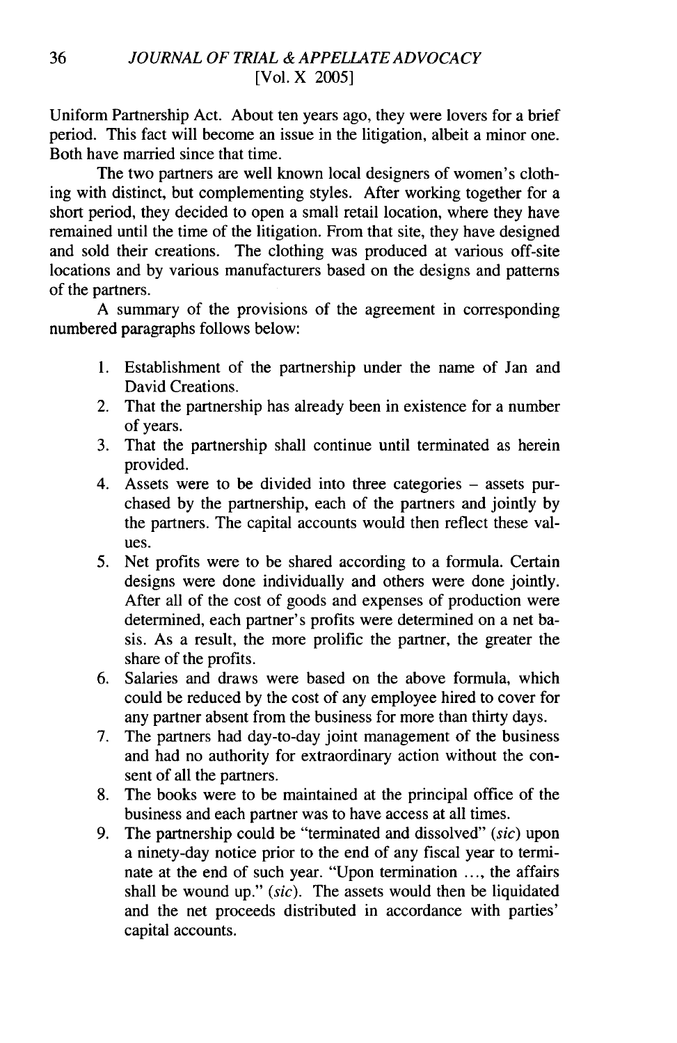Uniform Partnership Act. About ten years ago, they were lovers for a brief period. This fact will become an issue in the litigation, albeit a minor one. Both have married since that time.

The two partners are well known local designers of women's clothing with distinct, but complementing styles. After working together for a short period, they decided to open a small retail location, where they have remained until the time of the litigation. From that site, they have designed and sold their creations. The clothing was produced at various off-site locations and by various manufacturers based on the designs and patterns of the partners.

A summary of the provisions of the agreement in corresponding numbered paragraphs follows below:

1. Establishment of the partnership under the name of Jan and David Creations.
2. That the partnership has already been in existence for a number of years.
3. That the partnership shall continue until terminated as herein provided.
4. Assets were to be divided into three categories – assets purchased by the partnership, each of the partners and jointly by the partners. The capital accounts would then reflect these values.
5. Net profits were to be shared according to a formula. Certain designs were done individually and others were done jointly. After all of the cost of goods and expenses of production were determined, each partner's profits were determined on a net basis. As a result, the more prolific the partner, the greater the share of the profits.
6. Salaries and draws were based on the above formula, which could be reduced by the cost of any employee hired to cover for any partner absent from the business for more than thirty days.
7. The partners had day-to-day joint management of the business and had no authority for extraordinary action without the consent of all the partners.
8. The books were to be maintained at the principal office of the business and each partner was to have access at all times.
9. The partnership could be "terminated and dissolved" (*sic*) upon a ninety-day notice prior to the end of any fiscal year to terminate at the end of such year. "Upon termination ..., the affairs shall be wound up." (*sic*). The assets would then be liquidated and the net proceeds distributed in accordance with parties' capital accounts.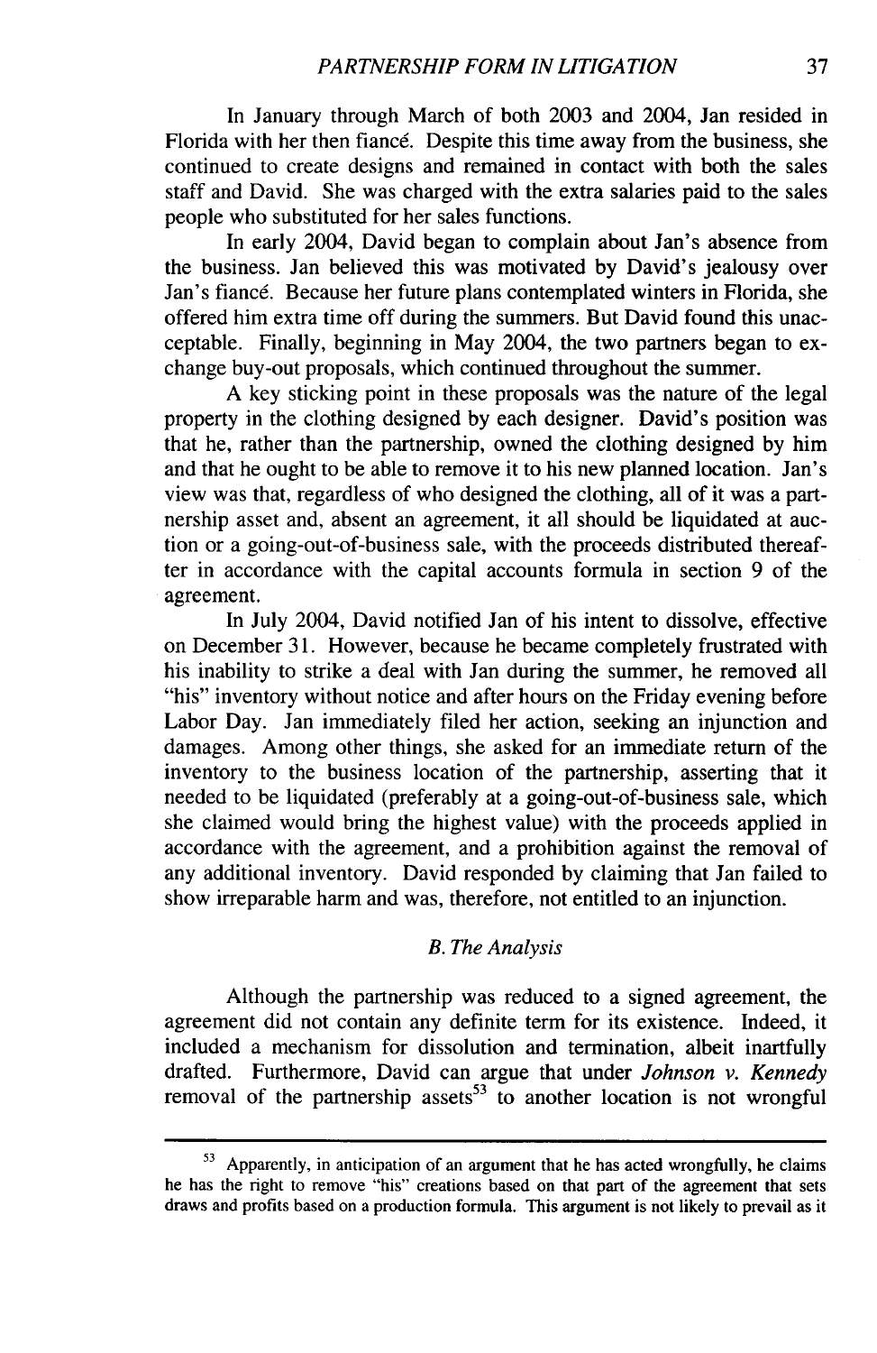In January through March of both 2003 and 2004, Jan resided in Florida with her then fiancé. Despite this time away from the business, she continued to create designs and remained in contact with both the sales staff and David. She was charged with the extra salaries paid to the sales people who substituted for her sales functions.

In early 2004, David began to complain about Jan's absence from the business. Jan believed this was motivated by David's jealousy over Jan's fiancé. Because her future plans contemplated winters in Florida, she offered him extra time off during the summers. But David found this unacceptable. Finally, beginning in May 2004, the two partners began to exchange buy-out proposals, which continued throughout the summer.

A key sticking point in these proposals was the nature of the legal property in the clothing designed by each designer. David's position was that he, rather than the partnership, owned the clothing designed by him and that he ought to be able to remove it to his new planned location. Jan's view was that, regardless of who designed the clothing, all of it was a partnership asset and, absent an agreement, it all should be liquidated at auction or a going-out-of-business sale, with the proceeds distributed thereafter in accordance with the capital accounts formula in section 9 of the agreement.

In July 2004, David notified Jan of his intent to dissolve, effective on December 31. However, because he became completely frustrated with his inability to strike a deal with Jan during the summer, he removed all "his" inventory without notice and after hours on the Friday evening before Labor Day. Jan immediately filed her action, seeking an injunction and damages. Among other things, she asked for an immediate return of the inventory to the business location of the partnership, asserting that it needed to be liquidated (preferably at a going-out-of-business sale, which she claimed would bring the highest value) with the proceeds applied in accordance with the agreement, and a prohibition against the removal of any additional inventory. David responded by claiming that Jan failed to show irreparable harm and was, therefore, not entitled to an injunction.

### *B. The Analysis*

Although the partnership was reduced to a signed agreement, the agreement did not contain any definite term for its existence. Indeed, it included a mechanism for dissolution and termination, albeit inartfully drafted. Furthermore, David can argue that under *Johnson v. Kennedy* removal of the partnership assets[53] to another location is not wrongful

---

[53] Apparently, in anticipation of an argument that he has acted wrongfully, he claims he has the right to remove "his" creations based on that part of the agreement that sets draws and profits based on a production formula. This argument is not likely to prevail as it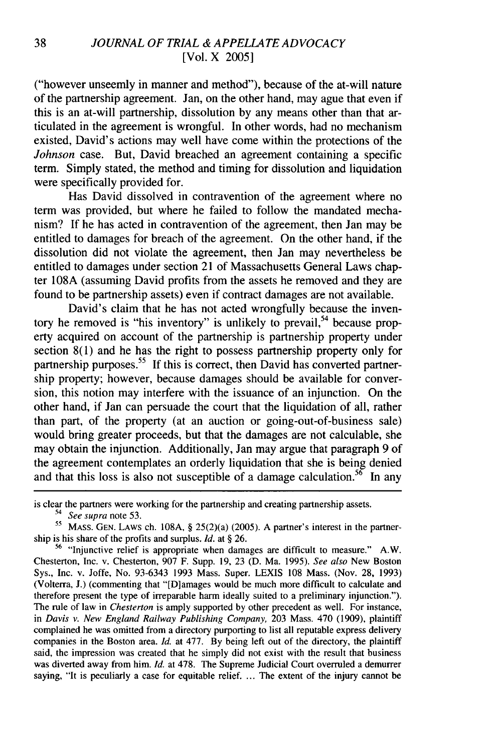("however unseemly in manner and method"), because of the at-will nature of the partnership agreement. Jan, on the other hand, may ague that even if this is an at-will partnership, dissolution by any means other than that articulated in the agreement is wrongful. In other words, had no mechanism existed, David's actions may well have come within the protections of the *Johnson* case. But, David breached an agreement containing a specific term. Simply stated, the method and timing for dissolution and liquidation were specifically provided for.

Has David dissolved in contravention of the agreement where no term was provided, but where he failed to follow the mandated mechanism? If he has acted in contravention of the agreement, then Jan may be entitled to damages for breach of the agreement. On the other hand, if the dissolution did not violate the agreement, then Jan may nevertheless be entitled to damages under section 21 of Massachusetts General Laws chapter 108A (assuming David profits from the assets he removed and they are found to be partnership assets) even if contract damages are not available.

David's claim that he has not acted wrongfully because the inventory he removed is "his inventory" is unlikely to prevail,[54] because property acquired on account of the partnership is partnership property under section 8(1) and he has the right to possess partnership property only for partnership purposes.[55] If this is correct, then David has converted partnership property; however, because damages should be available for conversion, this notion may interfere with the issuance of an injunction. On the other hand, if Jan can persuade the court that the liquidation of all, rather than part, of the property (at an auction or going-out-of-business sale) would bring greater proceeds, but that the damages are not calculable, she may obtain the injunction. Additionally, Jan may argue that paragraph 9 of the agreement contemplates an orderly liquidation that she is being denied and that this loss is also not susceptible of a damage calculation.[56] In any

---

is clear the partners were working for the partnership and creating partnership assets.

[54] *See supra* note 53.

[55] MASS. GEN. LAWS ch. 108A, § 25(2)(a) (2005). A partner's interest in the partnership is his share of the profits and surplus. *Id.* at § 26.

[56] "Injunctive relief is appropriate when damages are difficult to measure." A.W. Chesterton, Inc. v. Chesterton, 907 F. Supp. 19, 23 (D. Ma. 1995). *See also* New Boston Sys., Inc. v. Joffe, No. 93-6343 1993 Mass. Super. LEXIS 108 Mass. (Nov. 28, 1993) (Volterra, J.) (commenting that "[D]amages would be much more difficult to calculate and therefore present the type of irreparable harm ideally suited to a preliminary injunction."). The rule of law in *Chesterton* is amply supported by other precedent as well. For instance, in *Davis v. New England Railway Publishing Company*, 203 Mass. 470 (1909), plaintiff complained he was omitted from a directory purporting to list all reputable express delivery companies in the Boston area. *Id.* at 477. By being left out of the directory, the plaintiff said, the impression was created that he simply did not exist with the result that business was diverted away from him. *Id.* at 478. The Supreme Judicial Court overruled a demurrer saying, "It is peculiarly a case for equitable relief. ... The extent of the injury cannot be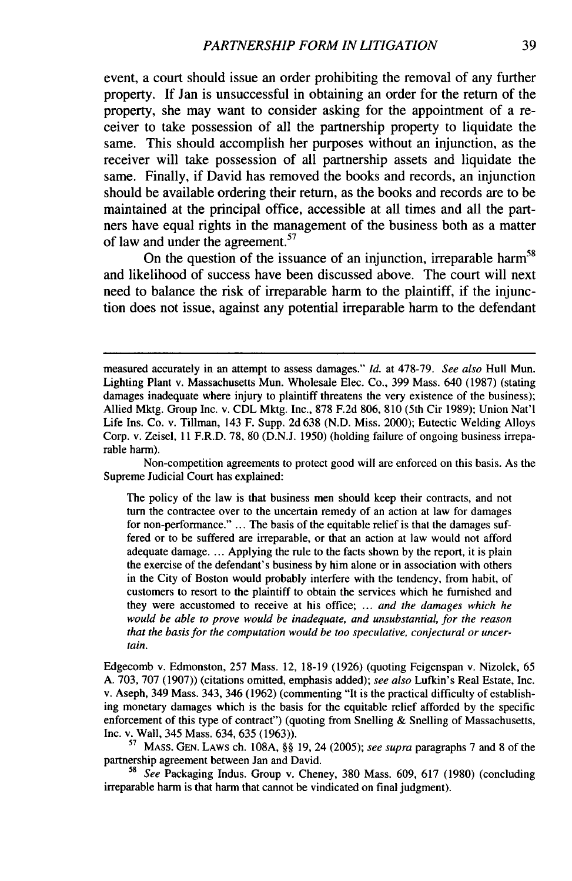event, a court should issue an order prohibiting the removal of any further property. If Jan is unsuccessful in obtaining an order for the return of the property, she may want to consider asking for the appointment of a receiver to take possession of all the partnership property to liquidate the same. This should accomplish her purposes without an injunction, as the receiver will take possession of all partnership assets and liquidate the same. Finally, if David has removed the books and records, an injunction should be available ordering their return, as the books and records are to be maintained at the principal office, accessible at all times and all the partners have equal rights in the management of the business both as a matter of law and under the agreement.[57]

On the question of the issuance of an injunction, irreparable harm[58] and likelihood of success have been discussed above. The court will next need to balance the risk of irreparable harm to the plaintiff, if the injunction does not issue, against any potential irreparable harm to the defendant

---

measured accurately in an attempt to assess damages." *Id.* at 478-79. *See also* Hull Mun. Lighting Plant v. Massachusetts Mun. Wholesale Elec. Co., 399 Mass. 640 (1987) (stating damages inadequate where injury to plaintiff threatens the very existence of the business); Allied Mktg. Group Inc. v. CDL Mktg. Inc., 878 F.2d 806, 810 (5th Cir 1989); Union Nat'l Life Ins. Co. v. Tillman, 143 F. Supp. 2d 638 (N.D. Miss. 2000); Eutectic Welding Alloys Corp. v. Zeisel, 11 F.R.D. 78, 80 (D.N.J. 1950) (holding failure of ongoing business irreparable harm).

Non-competition agreements to protect good will are enforced on this basis. As the Supreme Judicial Court has explained:

> The policy of the law is that business men should keep their contracts, and not turn the contractee over to the uncertain remedy of an action at law for damages for non-performance." ... The basis of the equitable relief is that the damages suffered or to be suffered are irreparable, or that an action at law would not afford adequate damage. ... Applying the rule to the facts shown by the report, it is plain the exercise of the defendant's business by him alone or in association with others in the City of Boston would probably interfere with the tendency, from habit, of customers to resort to the plaintiff to obtain the services which he furnished and they were accustomed to receive at his office; ... *and the damages which he would be able to prove would be inadequate, and unsubstantial, for the reason that the basis for the computation would be too speculative, conjectural or uncertain.*

Edgecomb v. Edmonston, 257 Mass. 12, 18-19 (1926) (quoting Feigenspan v. Nizolek, 65 A. 703, 707 (1907)) (citations omitted, emphasis added); *see also* Lufkin's Real Estate, Inc. v. Aseph, 349 Mass. 343, 346 (1962) (commenting "It is the practical difficulty of establishing monetary damages which is the basis for the equitable relief afforded by the specific enforcement of this type of contract") (quoting from Snelling & Snelling of Massachusetts, Inc. v. Wall, 345 Mass. 634, 635 (1963)).

[57] MASS. GEN. LAWS ch. 108A, §§ 19, 24 (2005); *see supra* paragraphs 7 and 8 of the partnership agreement between Jan and David.

[58] *See* Packaging Indus. Group v. Cheney, 380 Mass. 609, 617 (1980) (concluding irreparable harm is that harm that cannot be vindicated on final judgment).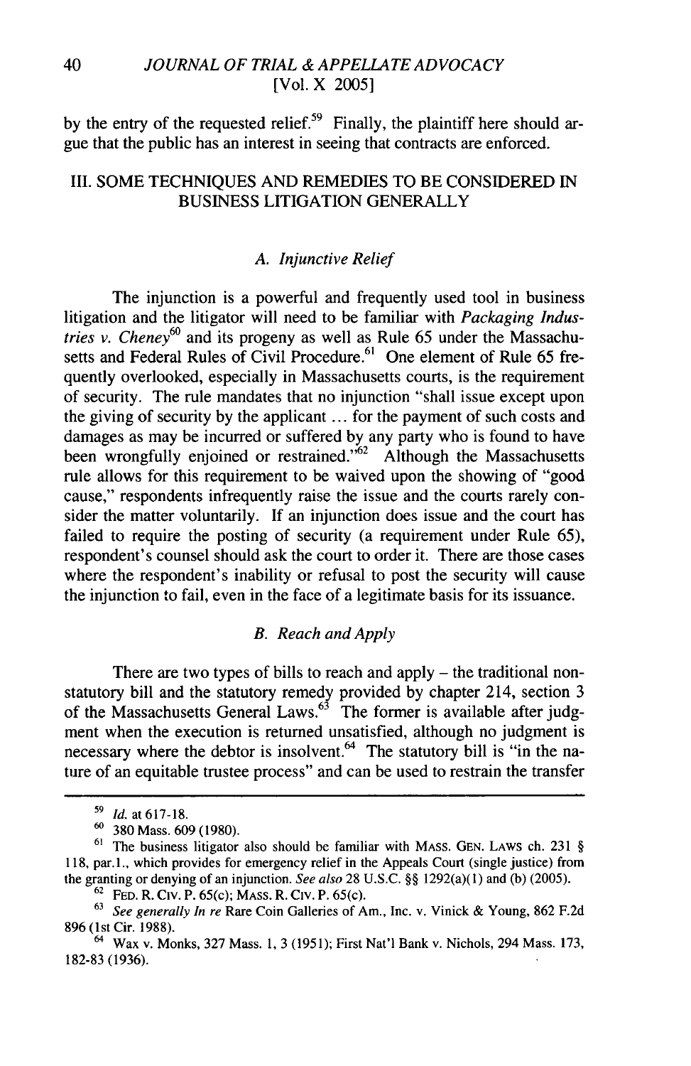by the entry of the requested relief.[59] Finally, the plaintiff here should argue that the public has an interest in seeing that contracts are enforced.

## III. SOME TECHNIQUES AND REMEDIES TO BE CONSIDERED IN BUSINESS LITIGATION GENERALLY

### *A. Injunctive Relief*

The injunction is a powerful and frequently used tool in business litigation and the litigator will need to be familiar with *Packaging Industries v. Cheney*[60] and its progeny as well as Rule 65 under the Massachusetts and Federal Rules of Civil Procedure.[61] One element of Rule 65 frequently overlooked, especially in Massachusetts courts, is the requirement of security. The rule mandates that no injunction "shall issue except upon the giving of security by the applicant ... for the payment of such costs and damages as may be incurred or suffered by any party who is found to have been wrongfully enjoined or restrained."[62] Although the Massachusetts rule allows for this requirement to be waived upon the showing of "good cause," respondents infrequently raise the issue and the courts rarely consider the matter voluntarily. If an injunction does issue and the court has failed to require the posting of security (a requirement under Rule 65), respondent's counsel should ask the court to order it. There are those cases where the respondent's inability or refusal to post the security will cause the injunction to fail, even in the face of a legitimate basis for its issuance.

### *B. Reach and Apply*

There are two types of bills to reach and apply – the traditional non-statutory bill and the statutory remedy provided by chapter 214, section 3 of the Massachusetts General Laws.[63] The former is available after judgment when the execution is returned unsatisfied, although no judgment is necessary where the debtor is insolvent.[64] The statutory bill is "in the nature of an equitable trustee process" and can be used to restrain the transfer

---

[59] *Id.* at 617-18.

[60] 380 Mass. 609 (1980).

[61] The business litigator also should be familiar with MASS. GEN. LAWS ch. 231 § 118, par.1., which provides for emergency relief in the Appeals Court (single justice) from the granting or denying of an injunction. *See also* 28 U.S.C. §§ 1292(a)(1) and (b) (2005).

[62] FED. R. CIV. P. 65(c); MASS. R. CIV. P. 65(c).

[63] *See generally In re* Rare Coin Galleries of Am., Inc. v. Vinick & Young, 862 F.2d 896 (1st Cir. 1988).

[64] Wax v. Monks, 327 Mass. 1, 3 (1951); First Nat'l Bank v. Nichols, 294 Mass. 173, 182-83 (1936).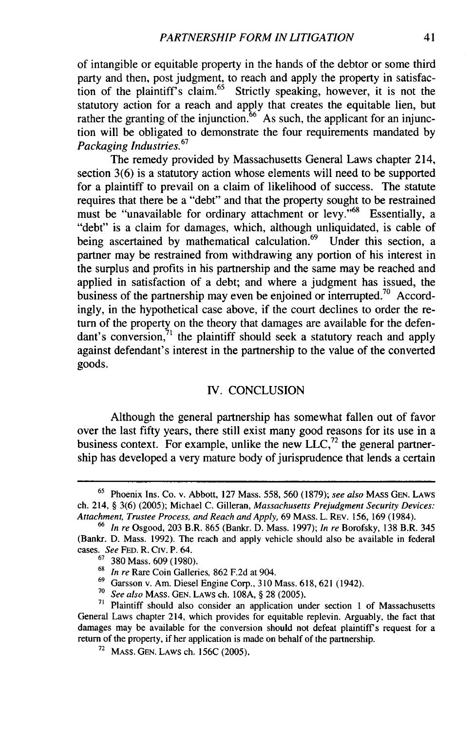of intangible or equitable property in the hands of the debtor or some third party and then, post judgment, to reach and apply the property in satisfaction of the plaintiff's claim.[65] Strictly speaking, however, it is not the statutory action for a reach and apply that creates the equitable lien, but rather the granting of the injunction.[66] As such, the applicant for an injunction will be obligated to demonstrate the four requirements mandated by *Packaging Industries*.[67]

The remedy provided by Massachusetts General Laws chapter 214, section 3(6) is a statutory action whose elements will need to be supported for a plaintiff to prevail on a claim of likelihood of success. The statute requires that there be a "debt" and that the property sought to be restrained must be "unavailable for ordinary attachment or levy."[68] Essentially, a "debt" is a claim for damages, which, although unliquidated, is cable of being ascertained by mathematical calculation.[69] Under this section, a partner may be restrained from withdrawing any portion of his interest in the surplus and profits in his partnership and the same may be reached and applied in satisfaction of a debt; and where a judgment has issued, the business of the partnership may even be enjoined or interrupted.[70] Accordingly, in the hypothetical case above, if the court declines to order the return of the property on the theory that damages are available for the defendant's conversion,[71] the plaintiff should seek a statutory reach and apply against defendant's interest in the partnership to the value of the converted goods.

## IV. CONCLUSION

Although the general partnership has somewhat fallen out of favor over the last fifty years, there still exist many good reasons for its use in a business context. For example, unlike the new LLC,[72] the general partnership has developed a very mature body of jurisprudence that lends a certain

---

[65] Phoenix Ins. Co. v. Abbott, 127 Mass. 558, 560 (1879); *see also* MASS GEN. LAWS ch. 214, § 3(6) (2005); Michael C. Gilleran, *Massachusetts Prejudgment Security Devices: Attachment, Trustee Process, and Reach and Apply*, 69 MASS. L. REV. 156, 169 (1984).

[66] *In re* Osgood, 203 B.R. 865 (Bankr. D. Mass. 1997); *In re* Borofsky, 138 B.R. 345 (Bankr. D. Mass. 1992). The reach and apply vehicle should also be available in federal cases. *See* FED. R. CIV. P. 64.

[67] 380 Mass. 609 (1980).

[68] *In re* Rare Coin Galleries, 862 F.2d at 904.

[69] Garsson v. Am. Diesel Engine Corp., 310 Mass. 618, 621 (1942).

[70] *See also* MASS. GEN. LAWS ch. 108A, § 28 (2005).

[71] Plaintiff should also consider an application under section 1 of Massachusetts General Laws chapter 214, which provides for equitable replevin. Arguably, the fact that damages may be available for the conversion should not defeat plaintiff's request for a return of the property, if her application is made on behalf of the partnership.

[72] MASS. GEN. LAWS ch. 156C (2005).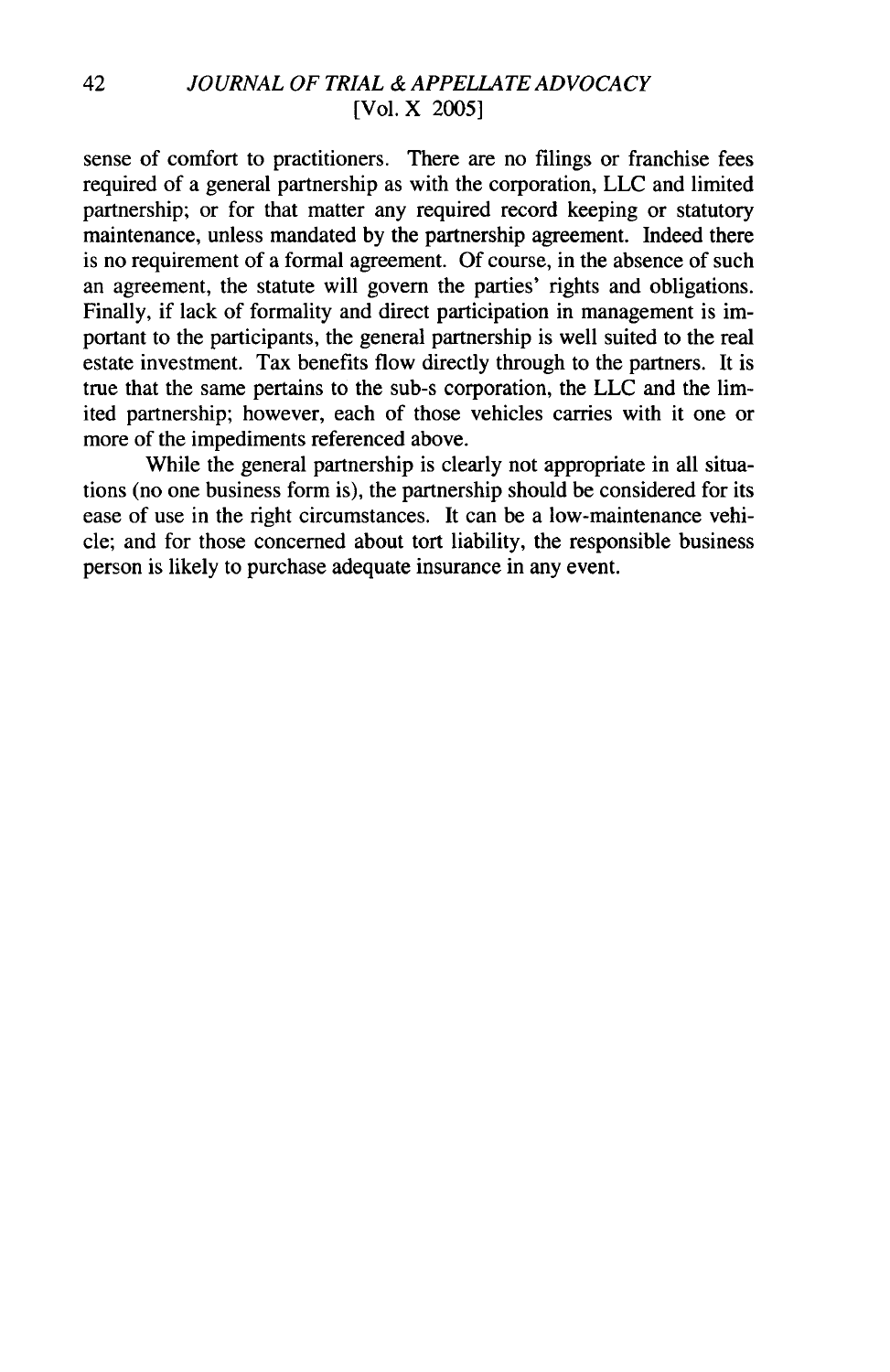sense of comfort to practitioners. There are no filings or franchise fees required of a general partnership as with the corporation, LLC and limited partnership; or for that matter any required record keeping or statutory maintenance, unless mandated by the partnership agreement. Indeed there is no requirement of a formal agreement. Of course, in the absence of such an agreement, the statute will govern the parties' rights and obligations. Finally, if lack of formality and direct participation in management is important to the participants, the general partnership is well suited to the real estate investment. Tax benefits flow directly through to the partners. It is true that the same pertains to the sub-s corporation, the LLC and the limited partnership; however, each of those vehicles carries with it one or more of the impediments referenced above.

While the general partnership is clearly not appropriate in all situations (no one business form is), the partnership should be considered for its ease of use in the right circumstances. It can be a low-maintenance vehicle; and for those concerned about tort liability, the responsible business person is likely to purchase adequate insurance in any event.